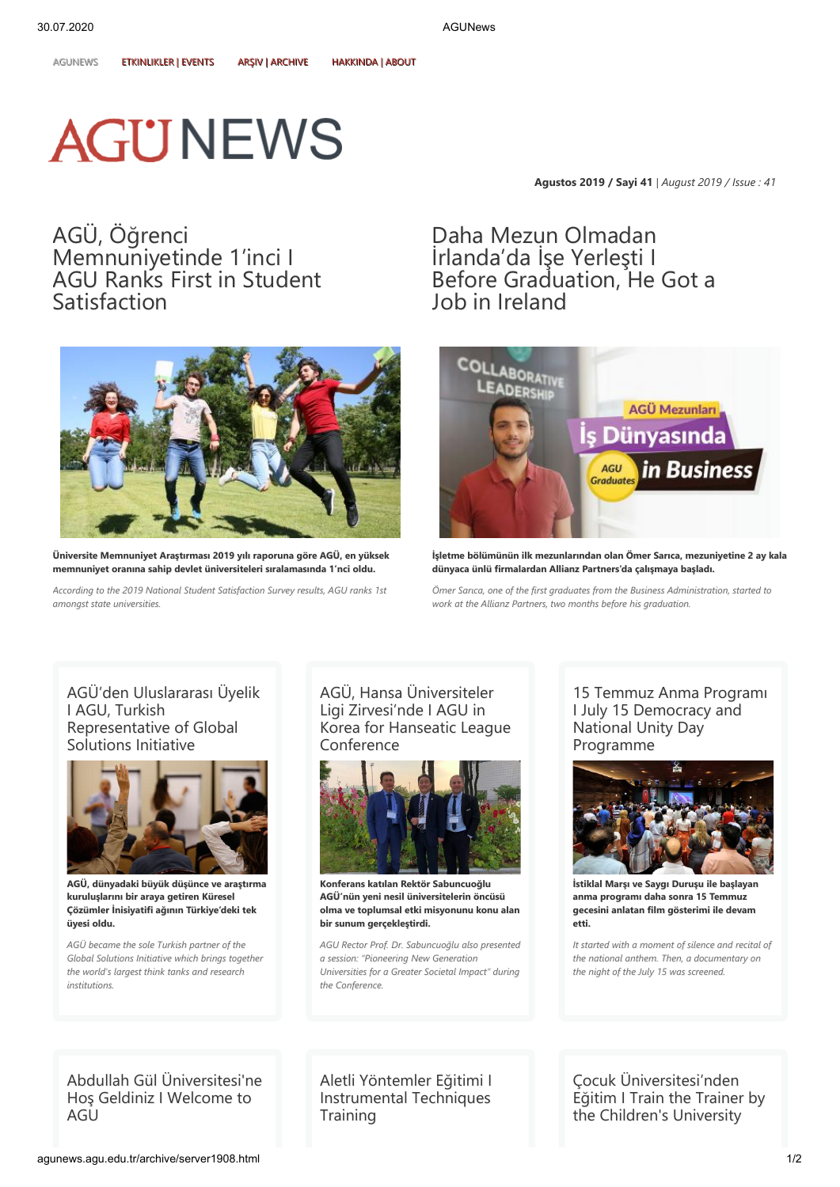AGUNEWS ETKINLIKLER | EVENTS ARŞIV | ARCHIVE HAKKINDA | ABOUT

# AGÜ NEWS

**Agustos 2019 / Sayi 41** | *August 2019 / Issue : 41*

## AGÜ, Öğrenci Memnuniyetinde 1'inci I AGU Ranks First in Student Satisfaction

**Üniversite Memnuniyet Araştırması 2019 yılı raporuna göre AGÜ, en yüksek memnuniyet oranına sahip devlet üniversiteleri sıralamasında 1'nci oldu.**

*According to the 2019 National Student Satisfaction Survey results, AGU ranks 1st amongst state universities.*

## Daha Mezun Olmadan İrlanda'da İşe Yerleşti I Before Graduation, He Got a Job in Ireland

**İşletme bölümünün ilk mezunlarından olan Ömer Sarıca, mezuniyetine 2 ay kala dünyaca ünlü firmalardan Allianz Partners'da çalışmaya başladı.**

*Ömer Sarıca, one of the first graduates from the Business Administration, started to work at the Allianz Partners, two months before his graduation.*

### AGÜ'den Uluslararası Üyelik I AGU, Turkish Representative of Global Solutions Initiative

**AGÜ, dünyadaki büyük düşünce ve araştırma kuruluşlarını bir araya getiren Küresel Çözümler İnisiyatifi ağının Türkiye'deki tek üyesi oldu.**

*AGÜ became the sole Turkish partner of the Global Solutions Initiative which brings together the world's largest think tanks and research institutions.*

### AGÜ, Hansa Üniversiteler Ligi Zirvesi'nde I AGU in Korea for Hanseatic League Conference

**Konferans katılan Rektör Sabuncuoğlu AGÜ'nün yeni nesil üniversitelerin öncüsü olma ve toplumsal etki misyonunu konu alan bir sunum gerçekleştirdi.**

*AGU Rector Prof. Dr. Sabuncuoğlu also presented a session: "Pioneering New Generation Universities for a Greater Societal Impact" during the Conference.*

### 15 Temmuz Anma Programı I July 15 Democracy and National Unity Day Programme

**İstiklal Marşı ve Saygı Duruşu ile başlayan anma programı daha sonra 15 Temmuz gecesini anlatan film gösterimi ile devam etti.**

*It started with a moment of silence and recital of the national anthem. Then, a documentary on the night of the July 15 was screened.*

### Abdullah Gül Üniversitesi'ne Hoş Geldiniz I Welcome to AGU

### Aletli Yöntemler Eğitimi I Instrumental Techniques Training

### Çocuk Üniversitesi'nden Eğitim I Train the Trainer by the Children's University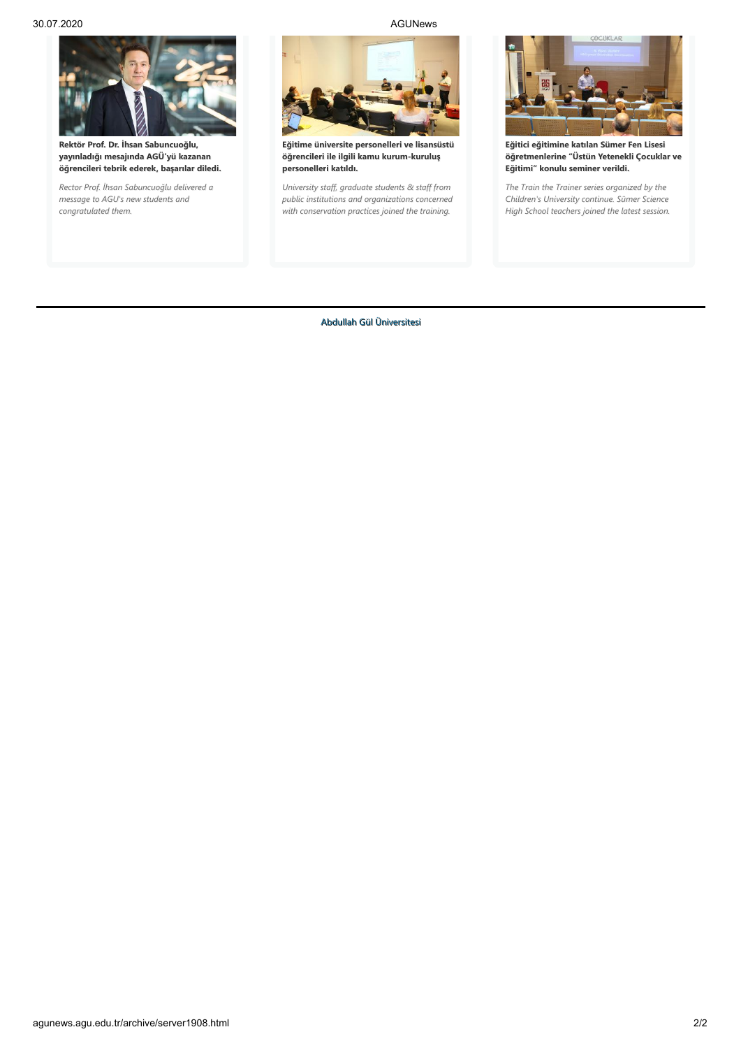**Rektör Prof. Dr. İhsan Sabuncuoğlu, yayınladığı mesajında AGÜ'yü kazanan öğrencileri tebrik ederek, başarılar diledi.**

*Rector Prof. İhsan Sabuncuoğlu delivered a message to AGU's new students and congratulated them.*

**Eğitime üniversite personelleri ve lisansüstü öğrencileri ile ilgili kamu kurum-kuruluş personelleri katıldı.**

*University staff, graduate students & staff from public institutions and organizations concerned with conservation practices joined the training.*

**Eğitici eğitimine katılan Sümer Fen Lisesi öğretmenlerine "Üstün Yetenekli Çocuklar ve Eğitimi" konulu seminer verildi.**

*The Train the Trainer series organized by the Children's University continue. Sümer Science High School teachers joined the latest session.*

---

Abdullah Gül Üniversitesi